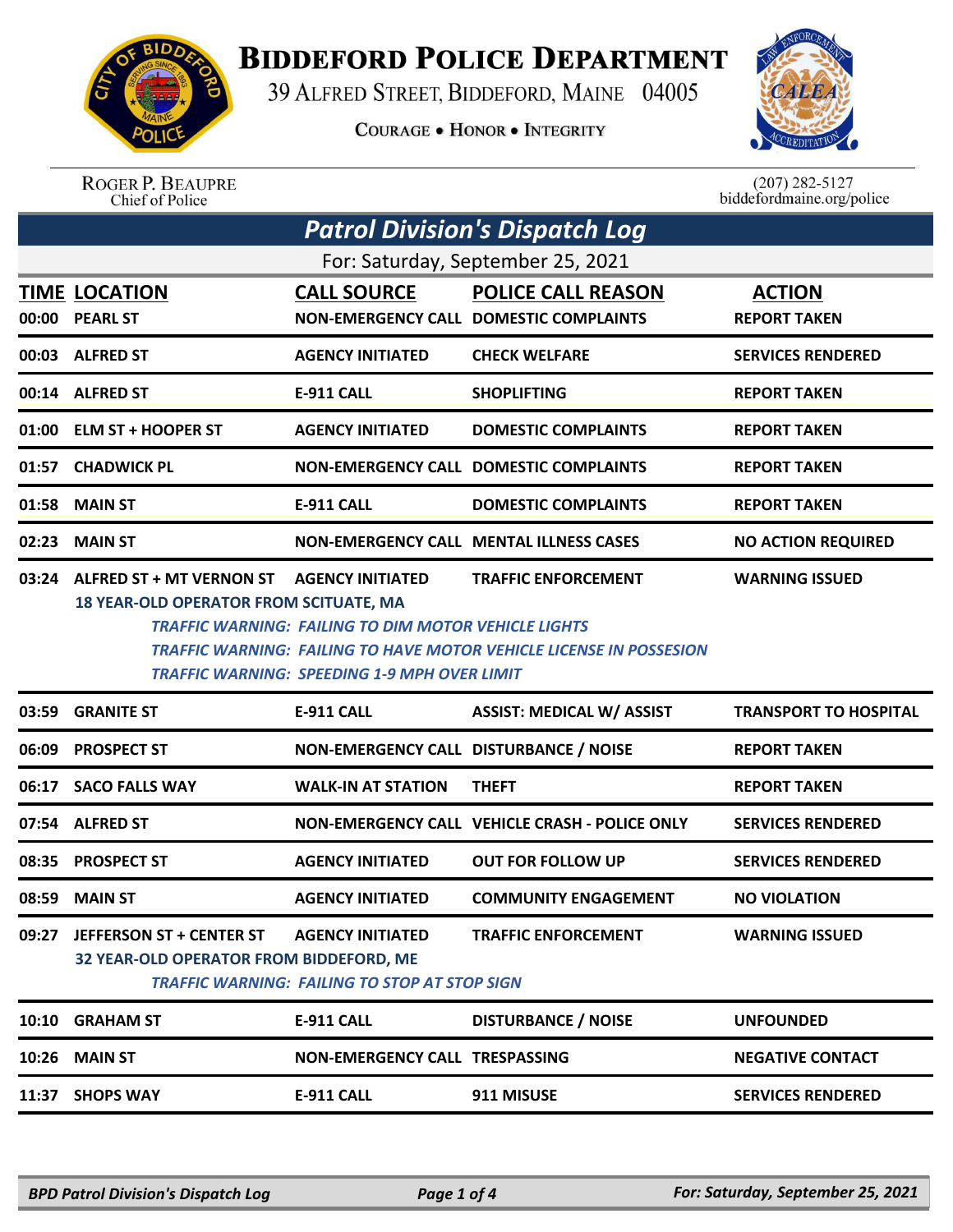# BIDDEFORD POLICE DEPARTMENT

39 ALFRED STREET, BIDDEFORD, MAINE 04005

COURAGE • HONOR • INTEGRITY

ROGER P. BEAUPRE
Chief of Police

(207) 282-5127
biddefordmaine.org/police

## Patrol Division's Dispatch Log

For: Saturday, September 25, 2021

| TIME | LOCATION | CALL SOURCE | POLICE CALL REASON | ACTION |
|---|---|---|---|---|
| 00:00 | PEARL ST | NON-EMERGENCY CALL | DOMESTIC COMPLAINTS | REPORT TAKEN |
| 00:03 | ALFRED ST | AGENCY INITIATED | CHECK WELFARE | SERVICES RENDERED |
| 00:14 | ALFRED ST | E-911 CALL | SHOPLIFTING | REPORT TAKEN |
| 01:00 | ELM ST + HOOPER ST | AGENCY INITIATED | DOMESTIC COMPLAINTS | REPORT TAKEN |
| 01:57 | CHADWICK PL | NON-EMERGENCY CALL | DOMESTIC COMPLAINTS | REPORT TAKEN |
| 01:58 | MAIN ST | E-911 CALL | DOMESTIC COMPLAINTS | REPORT TAKEN |
| 02:23 | MAIN ST | NON-EMERGENCY CALL | MENTAL ILLNESS CASES | NO ACTION REQUIRED |
| 03:24 | ALFRED ST + MT VERNON ST | AGENCY INITIATED | TRAFFIC ENFORCEMENT | WARNING ISSUED |

**18 YEAR-OLD OPERATOR FROM SCITUATE, MA**

*TRAFFIC WARNING: FAILING TO DIM MOTOR VEHICLE LIGHTS*
*TRAFFIC WARNING: FAILING TO HAVE MOTOR VEHICLE LICENSE IN POSSESION*
*TRAFFIC WARNING: SPEEDING 1-9 MPH OVER LIMIT*

| TIME | LOCATION | CALL SOURCE | POLICE CALL REASON | ACTION |
|---|---|---|---|---|
| 03:59 | GRANITE ST | E-911 CALL | ASSIST: MEDICAL W/ ASSIST | TRANSPORT TO HOSPITAL |
| 06:09 | PROSPECT ST | NON-EMERGENCY CALL | DISTURBANCE / NOISE | REPORT TAKEN |
| 06:17 | SACO FALLS WAY | WALK-IN AT STATION | THEFT | REPORT TAKEN |
| 07:54 | ALFRED ST | NON-EMERGENCY CALL | VEHICLE CRASH - POLICE ONLY | SERVICES RENDERED |
| 08:35 | PROSPECT ST | AGENCY INITIATED | OUT FOR FOLLOW UP | SERVICES RENDERED |
| 08:59 | MAIN ST | AGENCY INITIATED | COMMUNITY ENGAGEMENT | NO VIOLATION |
| 09:27 | JEFFERSON ST + CENTER ST | AGENCY INITIATED | TRAFFIC ENFORCEMENT | WARNING ISSUED |

**32 YEAR-OLD OPERATOR FROM BIDDEFORD, ME**

*TRAFFIC WARNING: FAILING TO STOP AT STOP SIGN*

| TIME | LOCATION | CALL SOURCE | POLICE CALL REASON | ACTION |
|---|---|---|---|---|
| 10:10 | GRAHAM ST | E-911 CALL | DISTURBANCE / NOISE | UNFOUNDED |
| 10:26 | MAIN ST | NON-EMERGENCY CALL | TRESPASSING | NEGATIVE CONTACT |
| 11:37 | SHOPS WAY | E-911 CALL | 911 MISUSE | SERVICES RENDERED |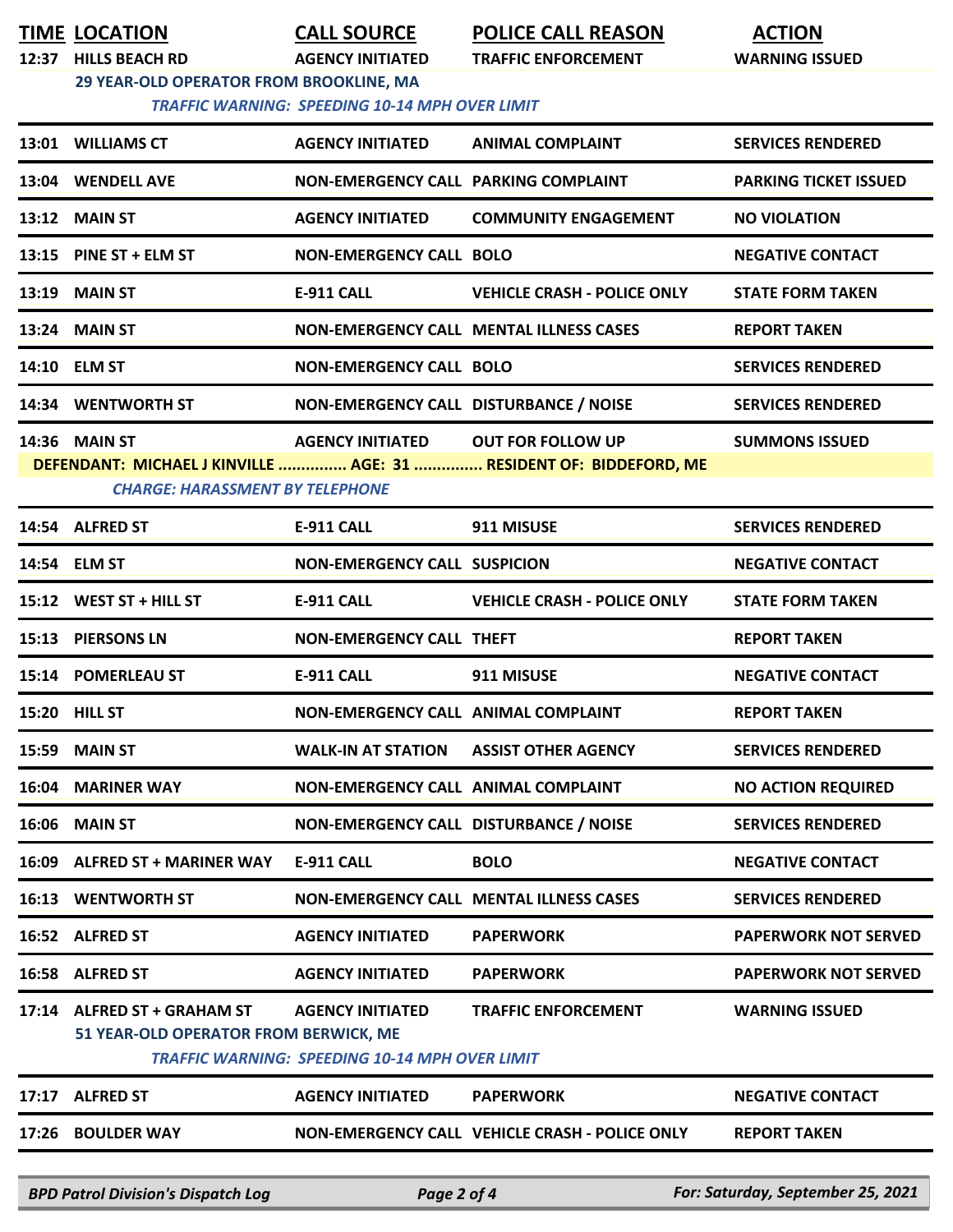| TIME | LOCATION | CALL SOURCE | POLICE CALL REASON | ACTION |
|---|---|---|---|---|
| 12:37 | HILLS BEACH RD | AGENCY INITIATED | TRAFFIC ENFORCEMENT | WARNING ISSUED |
| | 29 YEAR-OLD OPERATOR FROM BROOKLINE, MA | | | |
| | *TRAFFIC WARNING: SPEEDING 10-14 MPH OVER LIMIT* | | | |
| 13:01 | WILLIAMS CT | AGENCY INITIATED | ANIMAL COMPLAINT | SERVICES RENDERED |
| 13:04 | WENDELL AVE | NON-EMERGENCY CALL | PARKING COMPLAINT | PARKING TICKET ISSUED |
| 13:12 | MAIN ST | AGENCY INITIATED | COMMUNITY ENGAGEMENT | NO VIOLATION |
| 13:15 | PINE ST + ELM ST | NON-EMERGENCY CALL | BOLO | NEGATIVE CONTACT |
| 13:19 | MAIN ST | E-911 CALL | VEHICLE CRASH - POLICE ONLY | STATE FORM TAKEN |
| 13:24 | MAIN ST | NON-EMERGENCY CALL | MENTAL ILLNESS CASES | REPORT TAKEN |
| 14:10 | ELM ST | NON-EMERGENCY CALL | BOLO | SERVICES RENDERED |
| 14:34 | WENTWORTH ST | NON-EMERGENCY CALL | DISTURBANCE / NOISE | SERVICES RENDERED |
| 14:36 | MAIN ST | AGENCY INITIATED | OUT FOR FOLLOW UP | SUMMONS ISSUED |
| | DEFENDANT: MICHAEL J KINVILLE ............... AGE: 31 ............... RESIDENT OF: BIDDEFORD, ME | | | |
| | *CHARGE: HARASSMENT BY TELEPHONE* | | | |
| 14:54 | ALFRED ST | E-911 CALL | 911 MISUSE | SERVICES RENDERED |
| 14:54 | ELM ST | NON-EMERGENCY CALL | SUSPICION | NEGATIVE CONTACT |
| 15:12 | WEST ST + HILL ST | E-911 CALL | VEHICLE CRASH - POLICE ONLY | STATE FORM TAKEN |
| 15:13 | PIERSONS LN | NON-EMERGENCY CALL | THEFT | REPORT TAKEN |
| 15:14 | POMERLEAU ST | E-911 CALL | 911 MISUSE | NEGATIVE CONTACT |
| 15:20 | HILL ST | NON-EMERGENCY CALL | ANIMAL COMPLAINT | REPORT TAKEN |
| 15:59 | MAIN ST | WALK-IN AT STATION | ASSIST OTHER AGENCY | SERVICES RENDERED |
| 16:04 | MARINER WAY | NON-EMERGENCY CALL | ANIMAL COMPLAINT | NO ACTION REQUIRED |
| 16:06 | MAIN ST | NON-EMERGENCY CALL | DISTURBANCE / NOISE | SERVICES RENDERED |
| 16:09 | ALFRED ST + MARINER WAY | E-911 CALL | BOLO | NEGATIVE CONTACT |
| 16:13 | WENTWORTH ST | NON-EMERGENCY CALL | MENTAL ILLNESS CASES | SERVICES RENDERED |
| 16:52 | ALFRED ST | AGENCY INITIATED | PAPERWORK | PAPERWORK NOT SERVED |
| 16:58 | ALFRED ST | AGENCY INITIATED | PAPERWORK | PAPERWORK NOT SERVED |
| 17:14 | ALFRED ST + GRAHAM ST | AGENCY INITIATED | TRAFFIC ENFORCEMENT | WARNING ISSUED |
| | 51 YEAR-OLD OPERATOR FROM BERWICK, ME | | | |
| | *TRAFFIC WARNING: SPEEDING 10-14 MPH OVER LIMIT* | | | |
| 17:17 | ALFRED ST | AGENCY INITIATED | PAPERWORK | NEGATIVE CONTACT |
| 17:26 | BOULDER WAY | NON-EMERGENCY CALL | VEHICLE CRASH - POLICE ONLY | REPORT TAKEN |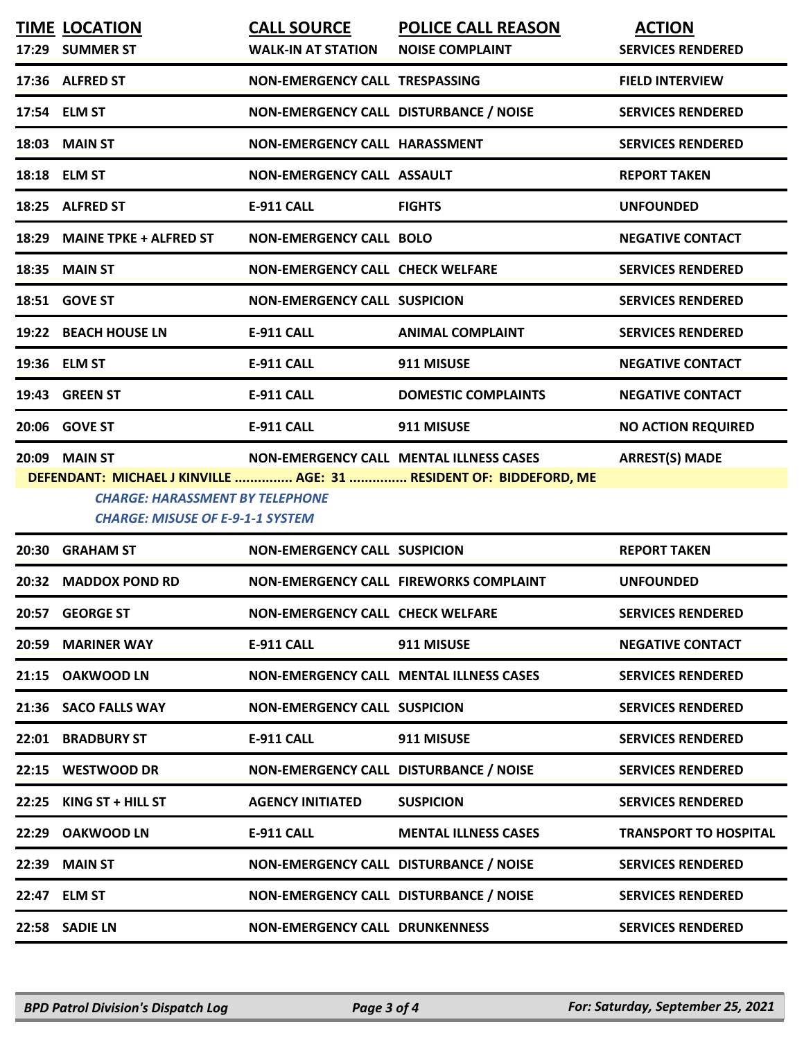| TIME | LOCATION | CALL SOURCE | POLICE CALL REASON | ACTION |
|---|---|---|---|---|
| 17:29 | SUMMER ST | WALK-IN AT STATION | NOISE COMPLAINT | SERVICES RENDERED |
| 17:36 | ALFRED ST | NON-EMERGENCY CALL | TRESPASSING | FIELD INTERVIEW |
| 17:54 | ELM ST | NON-EMERGENCY CALL | DISTURBANCE / NOISE | SERVICES RENDERED |
| 18:03 | MAIN ST | NON-EMERGENCY CALL | HARASSMENT | SERVICES RENDERED |
| 18:18 | ELM ST | NON-EMERGENCY CALL | ASSAULT | REPORT TAKEN |
| 18:25 | ALFRED ST | E-911 CALL | FIGHTS | UNFOUNDED |
| 18:29 | MAINE TPKE + ALFRED ST | NON-EMERGENCY CALL | BOLO | NEGATIVE CONTACT |
| 18:35 | MAIN ST | NON-EMERGENCY CALL | CHECK WELFARE | SERVICES RENDERED |
| 18:51 | GOVE ST | NON-EMERGENCY CALL | SUSPICION | SERVICES RENDERED |
| 19:22 | BEACH HOUSE LN | E-911 CALL | ANIMAL COMPLAINT | SERVICES RENDERED |
| 19:36 | ELM ST | E-911 CALL | 911 MISUSE | NEGATIVE CONTACT |
| 19:43 | GREEN ST | E-911 CALL | DOMESTIC COMPLAINTS | NEGATIVE CONTACT |
| 20:06 | GOVE ST | E-911 CALL | 911 MISUSE | NO ACTION REQUIRED |
| 20:09 | MAIN ST | NON-EMERGENCY CALL | MENTAL ILLNESS CASES | ARREST(S) MADE |

**DEFENDANT: MICHAEL J KINVILLE ............... AGE: 31 ............... RESIDENT OF: BIDDEFORD, ME**

*CHARGE: HARASSMENT BY TELEPHONE*
*CHARGE: MISUSE OF E-9-1-1 SYSTEM*

| TIME | LOCATION | CALL SOURCE | POLICE CALL REASON | ACTION |
|---|---|---|---|---|
| 20:30 | GRAHAM ST | NON-EMERGENCY CALL | SUSPICION | REPORT TAKEN |
| 20:32 | MADDOX POND RD | NON-EMERGENCY CALL | FIREWORKS COMPLAINT | UNFOUNDED |
| 20:57 | GEORGE ST | NON-EMERGENCY CALL | CHECK WELFARE | SERVICES RENDERED |
| 20:59 | MARINER WAY | E-911 CALL | 911 MISUSE | NEGATIVE CONTACT |
| 21:15 | OAKWOOD LN | NON-EMERGENCY CALL | MENTAL ILLNESS CASES | SERVICES RENDERED |
| 21:36 | SACO FALLS WAY | NON-EMERGENCY CALL | SUSPICION | SERVICES RENDERED |
| 22:01 | BRADBURY ST | E-911 CALL | 911 MISUSE | SERVICES RENDERED |
| 22:15 | WESTWOOD DR | NON-EMERGENCY CALL | DISTURBANCE / NOISE | SERVICES RENDERED |
| 22:25 | KING ST + HILL ST | AGENCY INITIATED | SUSPICION | SERVICES RENDERED |
| 22:29 | OAKWOOD LN | E-911 CALL | MENTAL ILLNESS CASES | TRANSPORT TO HOSPITAL |
| 22:39 | MAIN ST | NON-EMERGENCY CALL | DISTURBANCE / NOISE | SERVICES RENDERED |
| 22:47 | ELM ST | NON-EMERGENCY CALL | DISTURBANCE / NOISE | SERVICES RENDERED |
| 22:58 | SADIE LN | NON-EMERGENCY CALL | DRUNKENNESS | SERVICES RENDERED |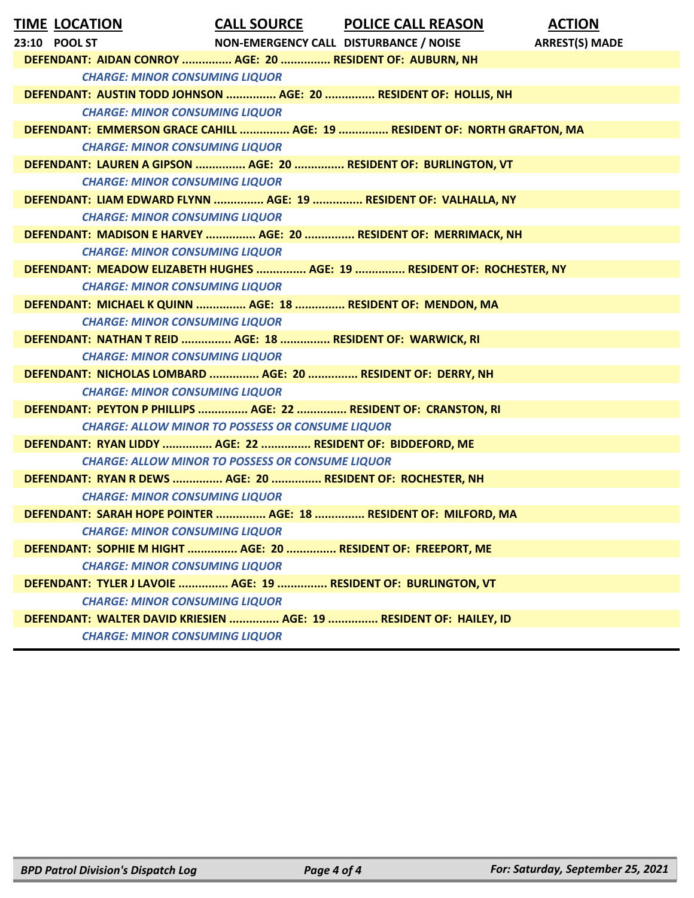| TIME | LOCATION | CALL SOURCE | POLICE CALL REASON | ACTION |
|---|---|---|---|---|
| 23:10 | POOL ST | NON-EMERGENCY CALL | DISTURBANCE / NOISE | ARREST(S) MADE |

**DEFENDANT: AIDAN CONROY ............... AGE: 20 ............... RESIDENT OF: AUBURN, NH**

*CHARGE: MINOR CONSUMING LIQUOR*

**DEFENDANT: AUSTIN TODD JOHNSON ............... AGE: 20 ............... RESIDENT OF: HOLLIS, NH**

*CHARGE: MINOR CONSUMING LIQUOR*

**DEFENDANT: EMMERSON GRACE CAHILL ............... AGE: 19 ............... RESIDENT OF: NORTH GRAFTON, MA**

*CHARGE: MINOR CONSUMING LIQUOR*

**DEFENDANT: LAUREN A GIPSON ............... AGE: 20 ............... RESIDENT OF: BURLINGTON, VT**

*CHARGE: MINOR CONSUMING LIQUOR*

**DEFENDANT: LIAM EDWARD FLYNN ............... AGE: 19 ............... RESIDENT OF: VALHALLA, NY**

*CHARGE: MINOR CONSUMING LIQUOR*

**DEFENDANT: MADISON E HARVEY ............... AGE: 20 ............... RESIDENT OF: MERRIMACK, NH**

*CHARGE: MINOR CONSUMING LIQUOR*

**DEFENDANT: MEADOW ELIZABETH HUGHES ............... AGE: 19 ............... RESIDENT OF: ROCHESTER, NY**

*CHARGE: MINOR CONSUMING LIQUOR*

**DEFENDANT: MICHAEL K QUINN ............... AGE: 18 ............... RESIDENT OF: MENDON, MA**

*CHARGE: MINOR CONSUMING LIQUOR*

**DEFENDANT: NATHAN T REID ............... AGE: 18 ............... RESIDENT OF: WARWICK, RI**

*CHARGE: MINOR CONSUMING LIQUOR*

**DEFENDANT: NICHOLAS LOMBARD ............... AGE: 20 ............... RESIDENT OF: DERRY, NH**

*CHARGE: MINOR CONSUMING LIQUOR*

**DEFENDANT: PEYTON P PHILLIPS ............... AGE: 22 ............... RESIDENT OF: CRANSTON, RI**

*CHARGE: ALLOW MINOR TO POSSESS OR CONSUME LIQUOR*

**DEFENDANT: RYAN LIDDY ............... AGE: 22 ............... RESIDENT OF: BIDDEFORD, ME**

*CHARGE: ALLOW MINOR TO POSSESS OR CONSUME LIQUOR*

**DEFENDANT: RYAN R DEWS ............... AGE: 20 ............... RESIDENT OF: ROCHESTER, NH**

*CHARGE: MINOR CONSUMING LIQUOR*

**DEFENDANT: SARAH HOPE POINTER ............... AGE: 18 ............... RESIDENT OF: MILFORD, MA**

*CHARGE: MINOR CONSUMING LIQUOR*

**DEFENDANT: SOPHIE M HIGHT ............... AGE: 20 ............... RESIDENT OF: FREEPORT, ME**

*CHARGE: MINOR CONSUMING LIQUOR*

**DEFENDANT: TYLER J LAVOIE ............... AGE: 19 ............... RESIDENT OF: BURLINGTON, VT**

*CHARGE: MINOR CONSUMING LIQUOR*

**DEFENDANT: WALTER DAVID KRIESIEN ............... AGE: 19 ............... RESIDENT OF: HAILEY, ID**

*CHARGE: MINOR CONSUMING LIQUOR*